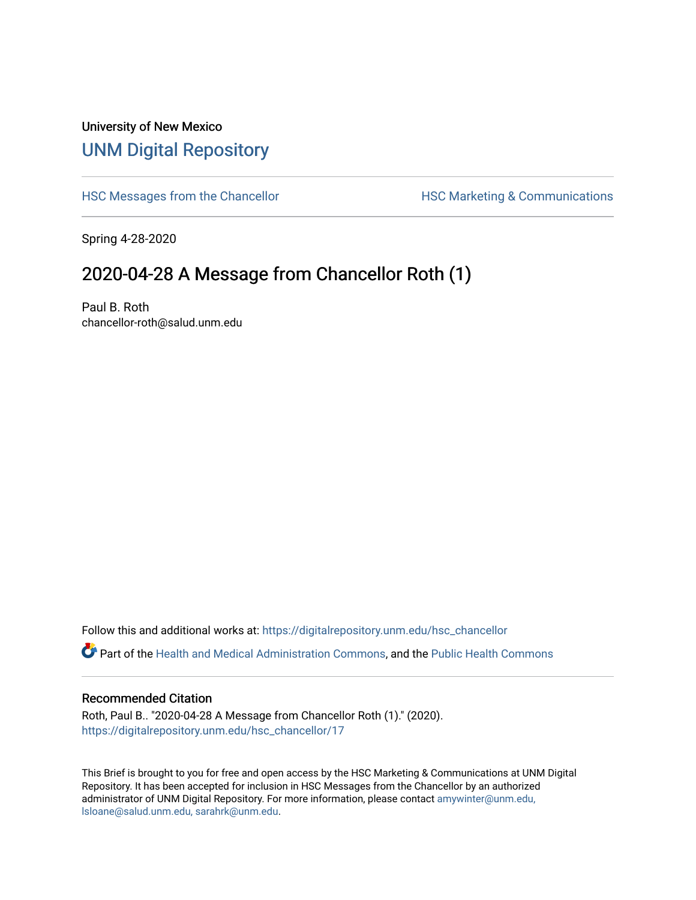University of New Mexico

# UNM Digital Repository

HSC Messages from the Chancellor

HSC Marketing & Communications

Spring 4-28-2020

## 2020-04-28 A Message from Chancellor Roth (1)

Paul B. Roth
chancellor-roth@salud.unm.edu

Follow this and additional works at: https://digitalrepository.unm.edu/hsc_chancellor

Part of the Health and Medical Administration Commons, and the Public Health Commons

### Recommended Citation

Roth, Paul B.. "2020-04-28 A Message from Chancellor Roth (1)." (2020). https://digitalrepository.unm.edu/hsc_chancellor/17

This Brief is brought to you for free and open access by the HSC Marketing & Communications at UNM Digital Repository. It has been accepted for inclusion in HSC Messages from the Chancellor by an authorized administrator of UNM Digital Repository. For more information, please contact amywinter@unm.edu, lsloane@salud.unm.edu, sarahrk@unm.edu.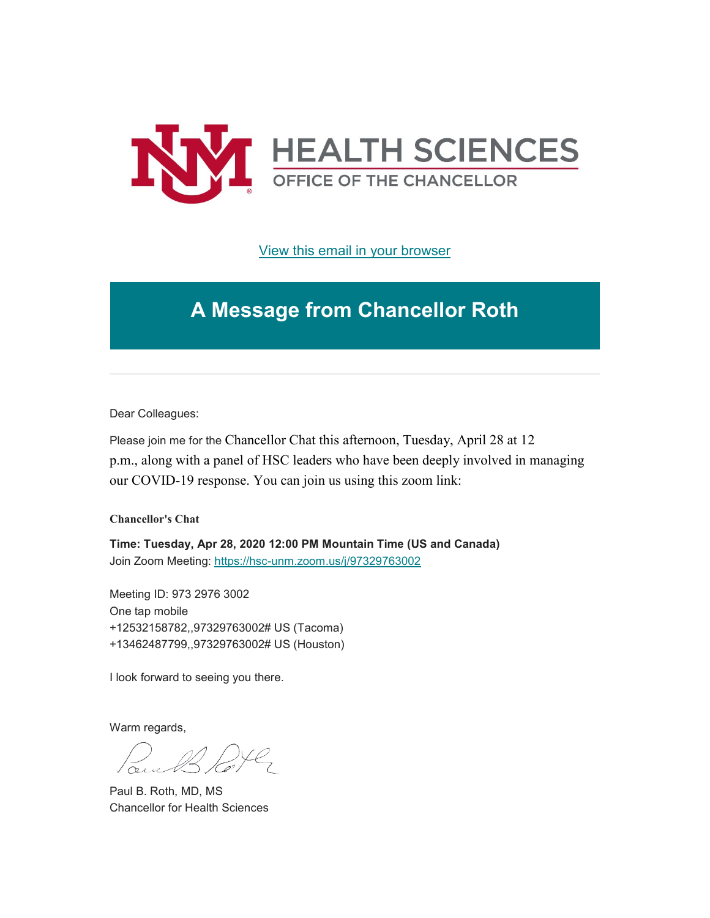HEALTH SCIENCES
OFFICE OF THE CHANCELLOR

[View this email in your browser](#)

# A Message from Chancellor Roth

Dear Colleagues:

Please join me for the Chancellor Chat this afternoon, Tuesday, April 28 at 12 p.m., along with a panel of HSC leaders who have been deeply involved in managing our COVID-19 response. You can join us using this zoom link:

**Chancellor's Chat**

**Time: Tuesday, Apr 28, 2020 12:00 PM Mountain Time (US and Canada)**
Join Zoom Meeting: [https://hsc-unm.zoom.us/j/97329763002](https://hsc-unm.zoom.us/j/97329763002)

Meeting ID: 973 2976 3002
One tap mobile
+12532158782,,97329763002# US (Tacoma)
+13462487799,,97329763002# US (Houston)

I look forward to seeing you there.

Warm regards,

Paul B. Roth, MD, MS
Chancellor for Health Sciences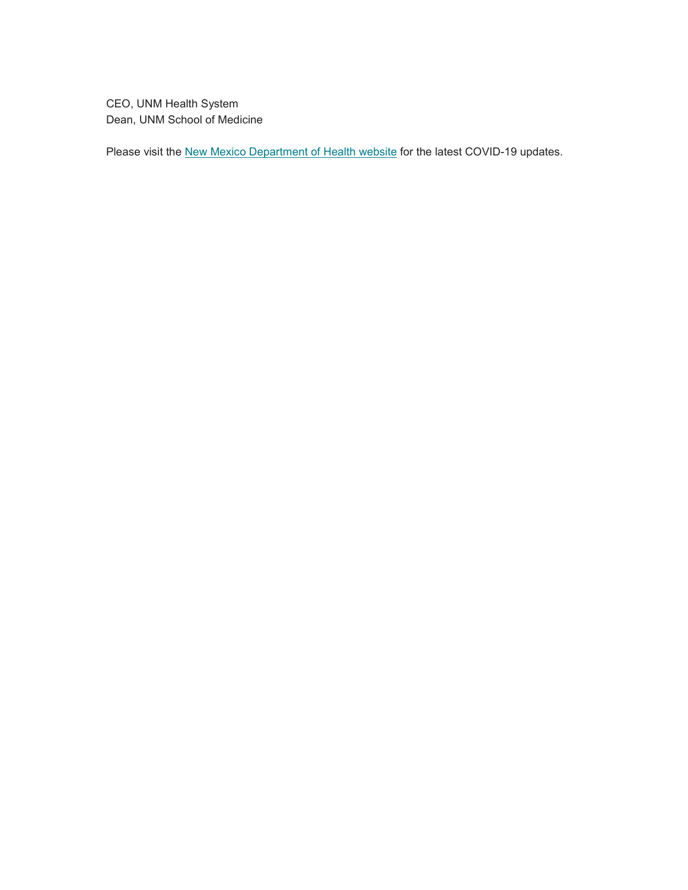CEO, UNM Health System
Dean, UNM School of Medicine

Please visit the New Mexico Department of Health website for the latest COVID-19 updates.